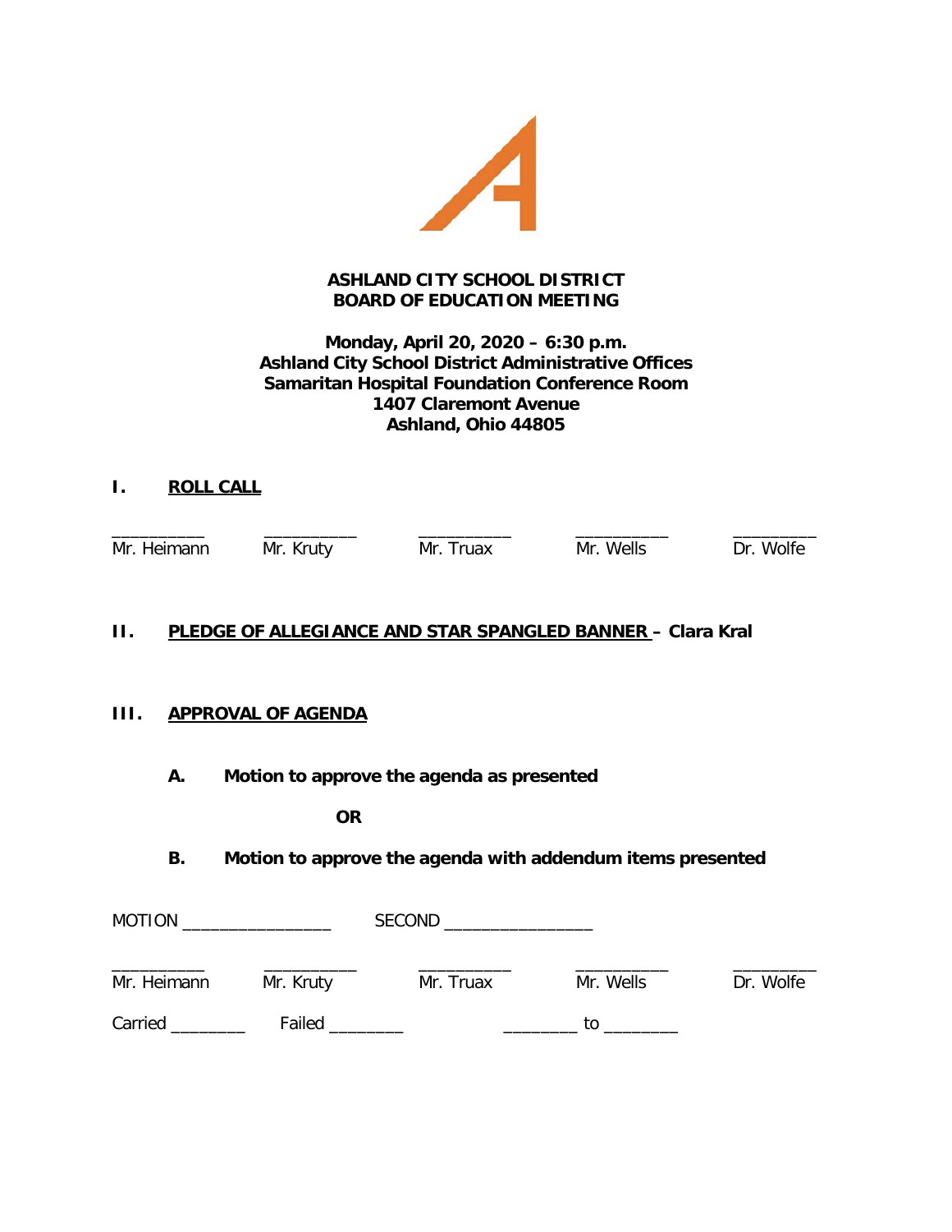**ASHLAND CITY SCHOOL DISTRICT**
**BOARD OF EDUCATION MEETING**

**Monday, April 20, 2020 – 6:30 p.m.**
**Ashland City School District Administrative Offices**
**Samaritan Hospital Foundation Conference Room**
**1407 Claremont Avenue**
**Ashland, Ohio 44805**

## I. ROLL CALL

| __________ | __________ | __________ | __________ | _________ |
|---|---|---|---|---|
| Mr. Heimann | Mr. Kruty | Mr. Truax | Mr. Wells | Dr. Wolfe |

## II. PLEDGE OF ALLEGIANCE AND STAR SPANGLED BANNER – Clara Kral

## III. APPROVAL OF AGENDA

**A. Motion to approve the agenda as presented**

**OR**

**B. Motion to approve the agenda with addendum items presented**

MOTION ________________ SECOND ________________

| __________ | __________ | __________ | __________ | _________ |
|---|---|---|---|---|
| Mr. Heimann | Mr. Kruty | Mr. Truax | Mr. Wells | Dr. Wolfe |

Carried ________ Failed ________ ________ to ________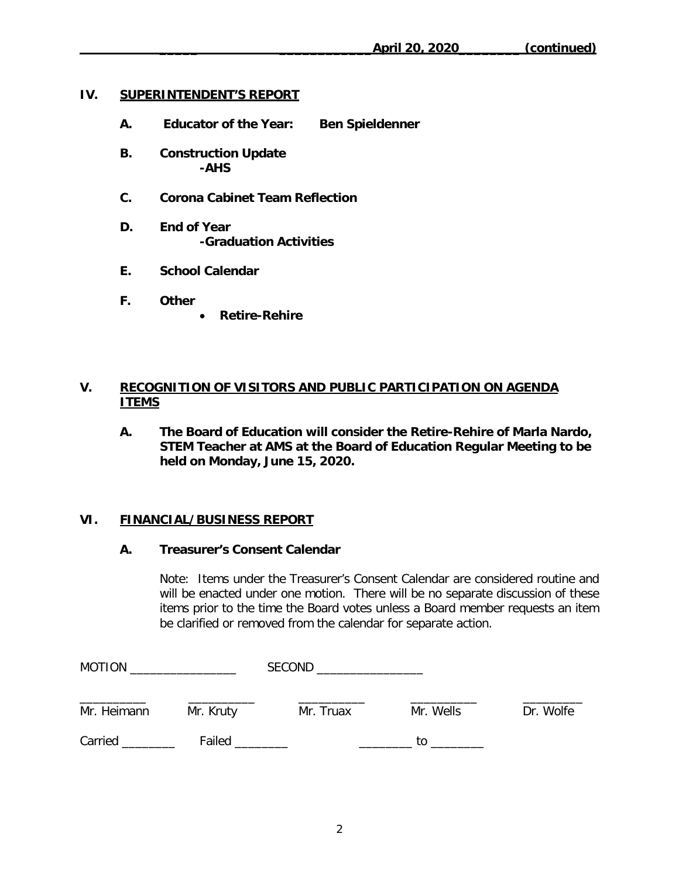## IV. SUPERINTENDENT'S REPORT

**A. Educator of the Year: Ben Spieldenner**

**B. Construction Update**
**-AHS**

**C. Corona Cabinet Team Reflection**

**D. End of Year**
**-Graduation Activities**

**E. School Calendar**

**F. Other**

- **Retire-Rehire**

## V. RECOGNITION OF VISITORS AND PUBLIC PARTICIPATION ON AGENDA ITEMS

**A. The Board of Education will consider the Retire-Rehire of Marla Nardo, STEM Teacher at AMS at the Board of Education Regular Meeting to be held on Monday, June 15, 2020.**

## VI. FINANCIAL/BUSINESS REPORT

**A. Treasurer's Consent Calendar**

Note: Items under the Treasurer's Consent Calendar are considered routine and will be enacted under one motion. There will be no separate discussion of these items prior to the time the Board votes unless a Board member requests an item be clarified or removed from the calendar for separate action.

MOTION ________________ SECOND ________________

| __________ | __________ | __________ | __________ | _________ |
|---|---|---|---|---|
| Mr. Heimann | Mr. Kruty | Mr. Truax | Mr. Wells | Dr. Wolfe |

Carried ________ Failed ________ ________ to ________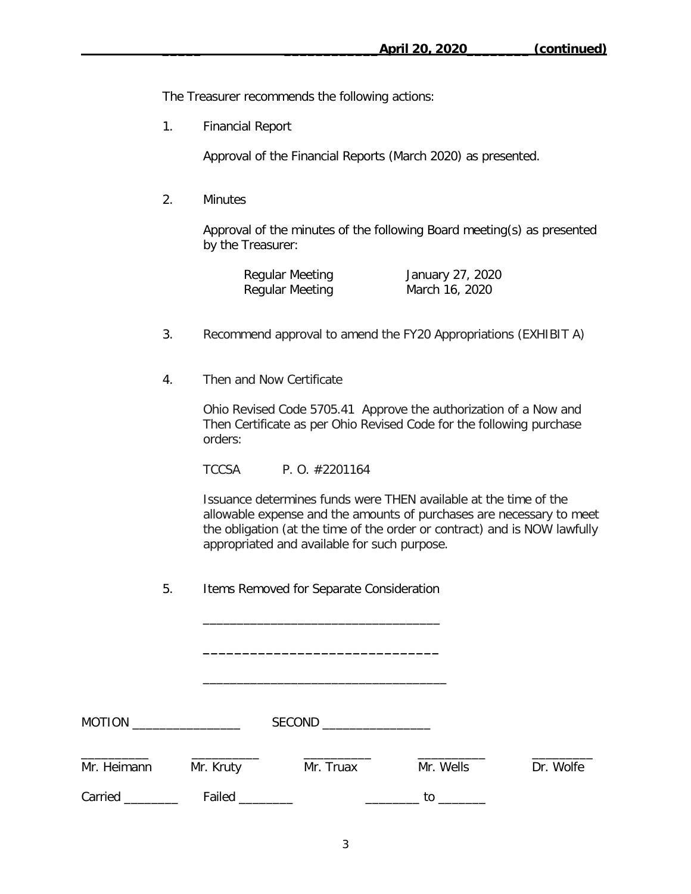**April 20, 2020 (continued)**

The Treasurer recommends the following actions:

1. Financial Report

   Approval of the Financial Reports (March 2020) as presented.

2. Minutes

   Approval of the minutes of the following Board meeting(s) as presented by the Treasurer:

   | | |
   |---|---|
   | Regular Meeting | January 27, 2020 |
   | Regular Meeting | March 16, 2020 |

3. Recommend approval to amend the FY20 Appropriations (EXHIBIT A)

4. Then and Now Certificate

   Ohio Revised Code 5705.41 Approve the authorization of a Now and Then Certificate as per Ohio Revised Code for the following purchase orders:

   TCCSA P. O. #2201164

   Issuance determines funds were THEN available at the time of the allowable expense and the amounts of purchases are necessary to meet the obligation (at the time of the order or contract) and is NOW lawfully appropriated and available for such purpose.

5. Items Removed for Separate Consideration

   ___________________________________

   ___________________________________

   ___________________________________

MOTION ________________ SECOND ________________

| __________ | __________ | __________ | __________ | __________ |
|---|---|---|---|---|
| Mr. Heimann | Mr. Kruty | Mr. Truax | Mr. Wells | Dr. Wolfe |

Carried ________ Failed ________ ________ to _______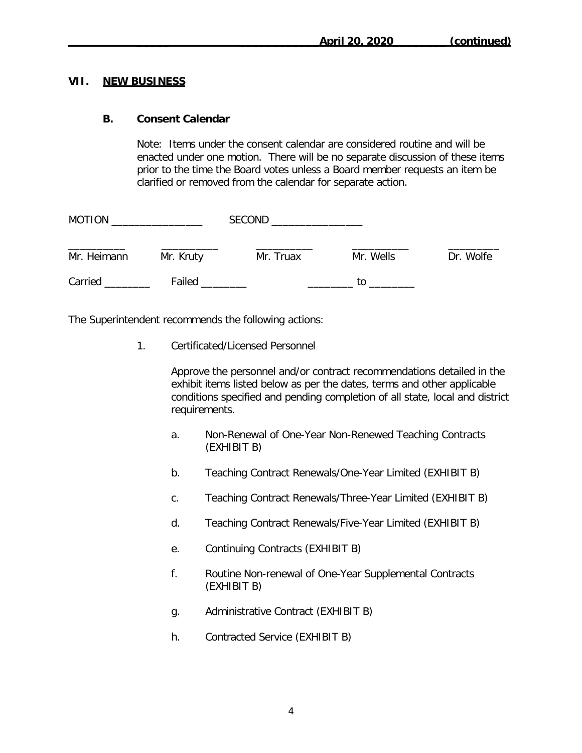## VII. NEW BUSINESS

### B. Consent Calendar

Note: Items under the consent calendar are considered routine and will be enacted under one motion. There will be no separate discussion of these items prior to the time the Board votes unless a Board member requests an item be clarified or removed from the calendar for separate action.

MOTION ________________ SECOND ________________

| __________ | __________ | __________ | __________ | _________ |
|---|---|---|---|---|
| Mr. Heimann | Mr. Kruty | Mr. Truax | Mr. Wells | Dr. Wolfe |

Carried ________ Failed ________ ________ to ________

The Superintendent recommends the following actions:

1. Certificated/Licensed Personnel

   Approve the personnel and/or contract recommendations detailed in the exhibit items listed below as per the dates, terms and other applicable conditions specified and pending completion of all state, local and district requirements.

   a. Non-Renewal of One-Year Non-Renewed Teaching Contracts (EXHIBIT B)

   b. Teaching Contract Renewals/One-Year Limited (EXHIBIT B)

   c. Teaching Contract Renewals/Three-Year Limited (EXHIBIT B)

   d. Teaching Contract Renewals/Five-Year Limited (EXHIBIT B)

   e. Continuing Contracts (EXHIBIT B)

   f. Routine Non-renewal of One-Year Supplemental Contracts (EXHIBIT B)

   g. Administrative Contract (EXHIBIT B)

   h. Contracted Service (EXHIBIT B)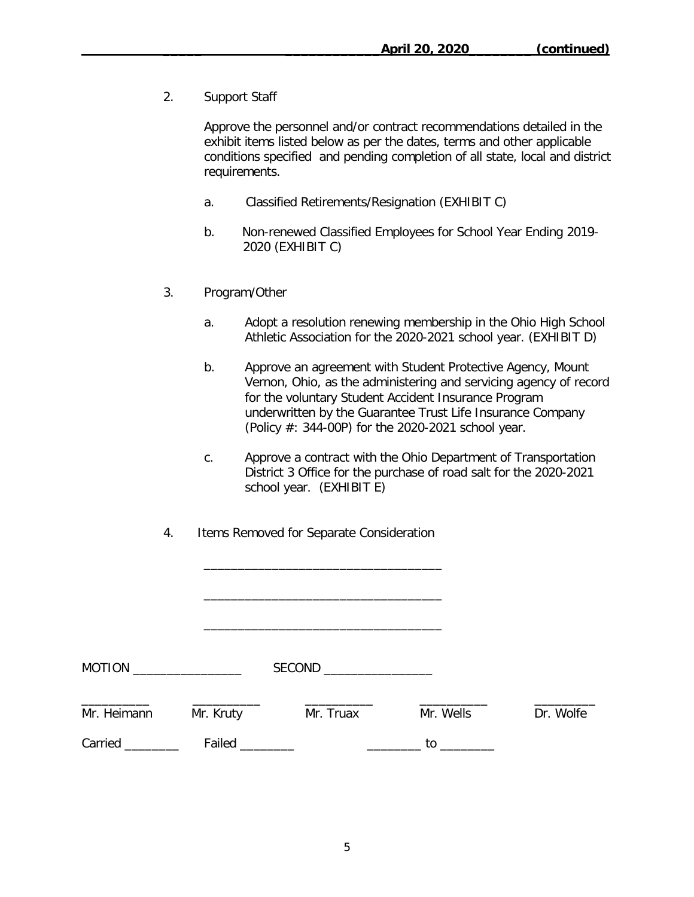2. Support Staff

   Approve the personnel and/or contract recommendations detailed in the exhibit items listed below as per the dates, terms and other applicable conditions specified and pending completion of all state, local and district requirements.

   a. Classified Retirements/Resignation (EXHIBIT C)

   b. Non-renewed Classified Employees for School Year Ending 2019-2020 (EXHIBIT C)

3. Program/Other

   a. Adopt a resolution renewing membership in the Ohio High School Athletic Association for the 2020-2021 school year. (EXHIBIT D)

   b. Approve an agreement with Student Protective Agency, Mount Vernon, Ohio, as the administering and servicing agency of record for the voluntary Student Accident Insurance Program underwritten by the Guarantee Trust Life Insurance Company (Policy #: 344-00P) for the 2020-2021 school year.

   c. Approve a contract with the Ohio Department of Transportation District 3 Office for the purchase of road salt for the 2020-2021 school year. (EXHIBIT E)

4. Items Removed for Separate Consideration

   ___________________________________

   ___________________________________

   ___________________________________

MOTION ________________ SECOND ________________

| __________ | __________ | __________ | __________ | _________ |
|---|---|---|---|---|
| Mr. Heimann | Mr. Kruty | Mr. Truax | Mr. Wells | Dr. Wolfe |

Carried ________ Failed ________ ________ to ________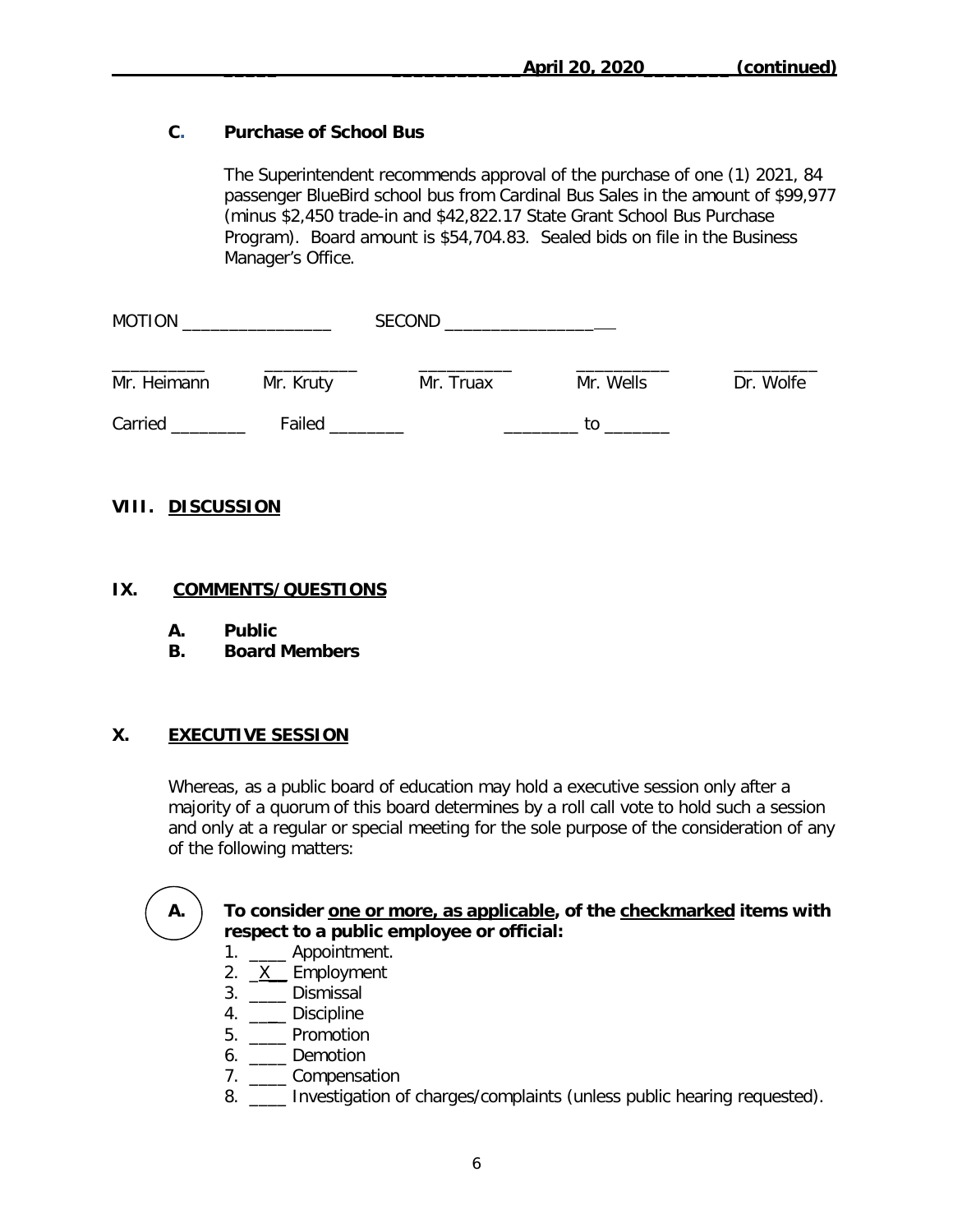**C. Purchase of School Bus**

The Superintendent recommends approval of the purchase of one (1) 2021, 84 passenger BlueBird school bus from Cardinal Bus Sales in the amount of $99,977 (minus $2,450 trade-in and $42,822.17 State Grant School Bus Purchase Program). Board amount is $54,704.83. Sealed bids on file in the Business Manager's Office.

MOTION ________________ SECOND __________________

| __________ | __________ | __________ | __________ | _________ |
|---|---|---|---|---|
| Mr. Heimann | Mr. Kruty | Mr. Truax | Mr. Wells | Dr. Wolfe |

Carried ________ Failed ________ ________ to _______

## VIII. DISCUSSION

## IX. COMMENTS/QUESTIONS

- **A. Public**
- **B. Board Members**

## X. EXECUTIVE SESSION

Whereas, as a public board of education may hold a executive session only after a majority of a quorum of this board determines by a roll call vote to hold such a session and only at a regular or special meeting for the sole purpose of the consideration of any of the following matters:

**A. To consider one or more, as applicable, of the checkmarked items with respect to a public employee or official:**

1. ____ Appointment.
2. _X__ Employment
3. ____ Dismissal
4. ____ Discipline
5. ____ Promotion
6. ____ Demotion
7. ____ Compensation
8. ____ Investigation of charges/complaints (unless public hearing requested).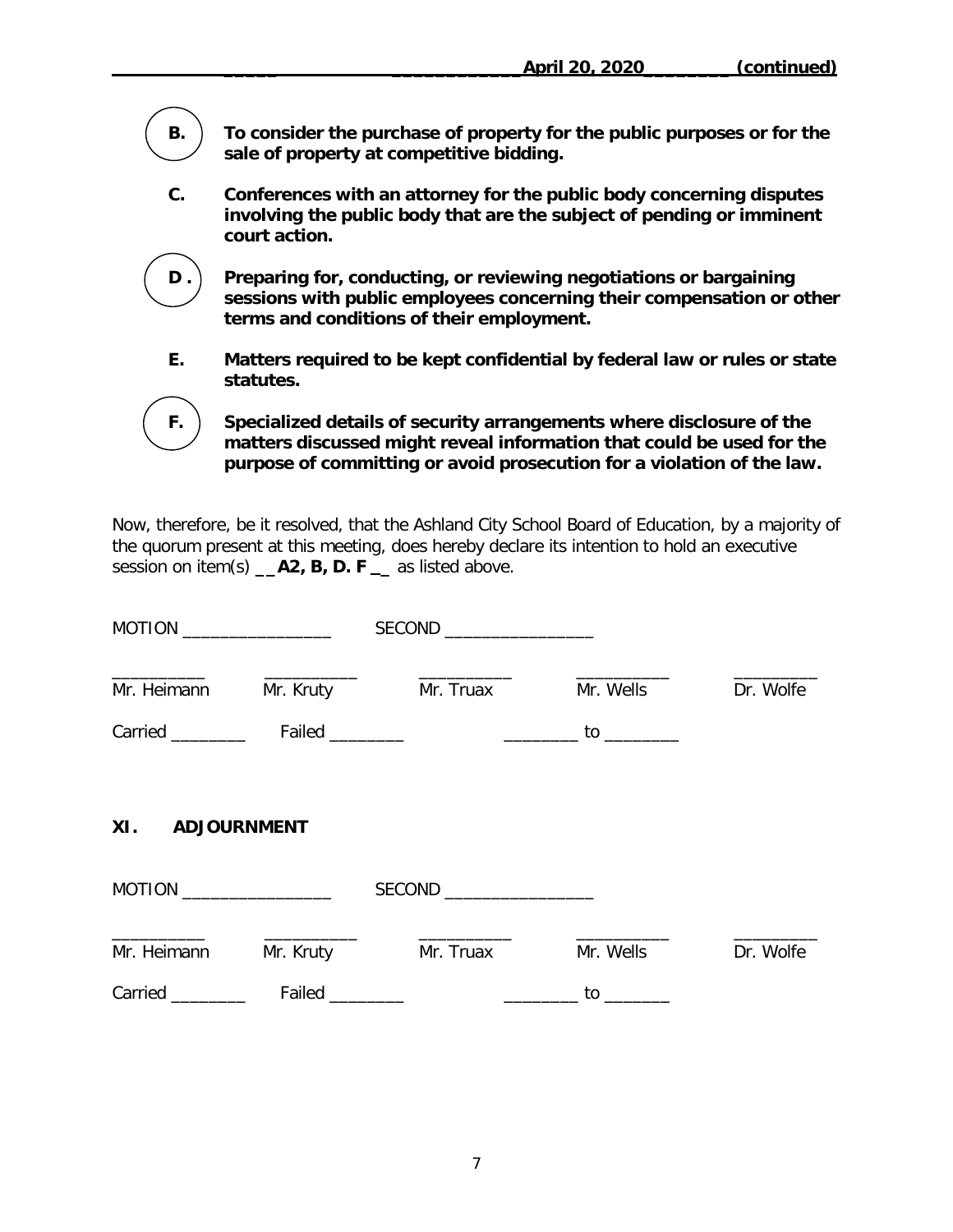April 20, 2020 (continued)

**B.** **To consider the purchase of property for the public purposes or for the sale of property at competitive bidding.**

**C.** **Conferences with an attorney for the public body concerning disputes involving the public body that are the subject of pending or imminent court action.**

**D.** **Preparing for, conducting, or reviewing negotiations or bargaining sessions with public employees concerning their compensation or other terms and conditions of their employment.**

**E.** **Matters required to be kept confidential by federal law or rules or state statutes.**

**F.** **Specialized details of security arrangements where disclosure of the matters discussed might reveal information that could be used for the purpose of committing or avoid prosecution for a violation of the law.**

Now, therefore, be it resolved, that the Ashland City School Board of Education, by a majority of the quorum present at this meeting, does hereby declare its intention to hold an executive session on item(s) __**A2, B, D. F**__ as listed above.

MOTION ________________ SECOND ________________

| __________ | __________ | __________ | __________ | _________ |
|---|---|---|---|---|
| Mr. Heimann | Mr. Kruty | Mr. Truax | Mr. Wells | Dr. Wolfe |

Carried ________ Failed ________ ________ to ________

## XI. ADJOURNMENT

MOTION ________________ SECOND ________________

| __________ | __________ | __________ | __________ | _________ |
|---|---|---|---|---|
| Mr. Heimann | Mr. Kruty | Mr. Truax | Mr. Wells | Dr. Wolfe |

Carried ________ Failed ________ ________ to _______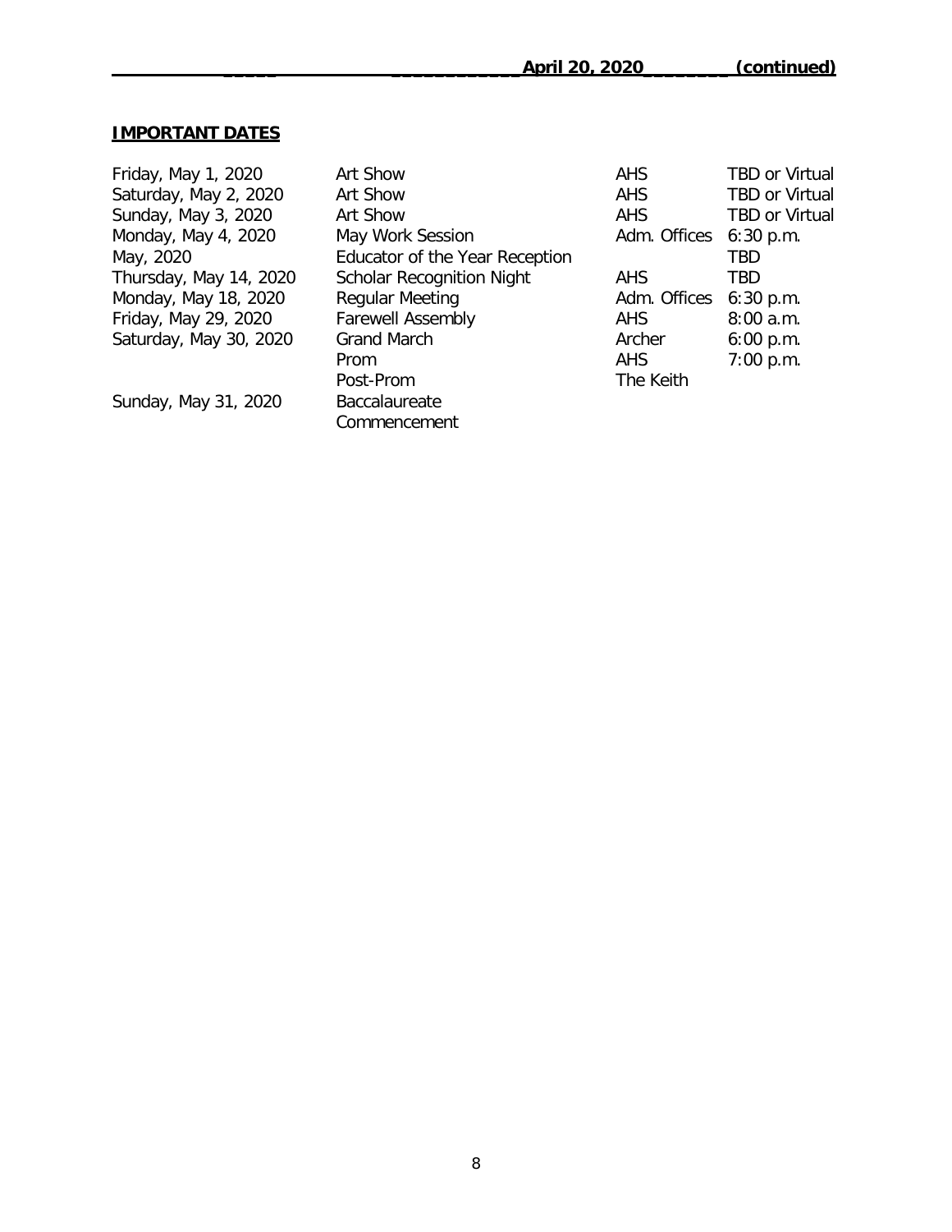**IMPORTANT DATES**

| | | | |
|---|---|---|---|
| Friday, May 1, 2020 | Art Show | AHS | TBD or Virtual |
| Saturday, May 2, 2020 | Art Show | AHS | TBD or Virtual |
| Sunday, May 3, 2020 | Art Show | AHS | TBD or Virtual |
| Monday, May 4, 2020 | May Work Session | Adm. Offices | 6:30 p.m. |
| May, 2020 | Educator of the Year Reception | | TBD |
| Thursday, May 14, 2020 | Scholar Recognition Night | AHS | TBD |
| Monday, May 18, 2020 | Regular Meeting | Adm. Offices | 6:30 p.m. |
| Friday, May 29, 2020 | Farewell Assembly | AHS | 8:00 a.m. |
| Saturday, May 30, 2020 | Grand March | Archer | 6:00 p.m. |
| | Prom | AHS | 7:00 p.m. |
| | Post-Prom | The Keith | |
| Sunday, May 31, 2020 | Baccalaureate | | |
| | Commencement | | |